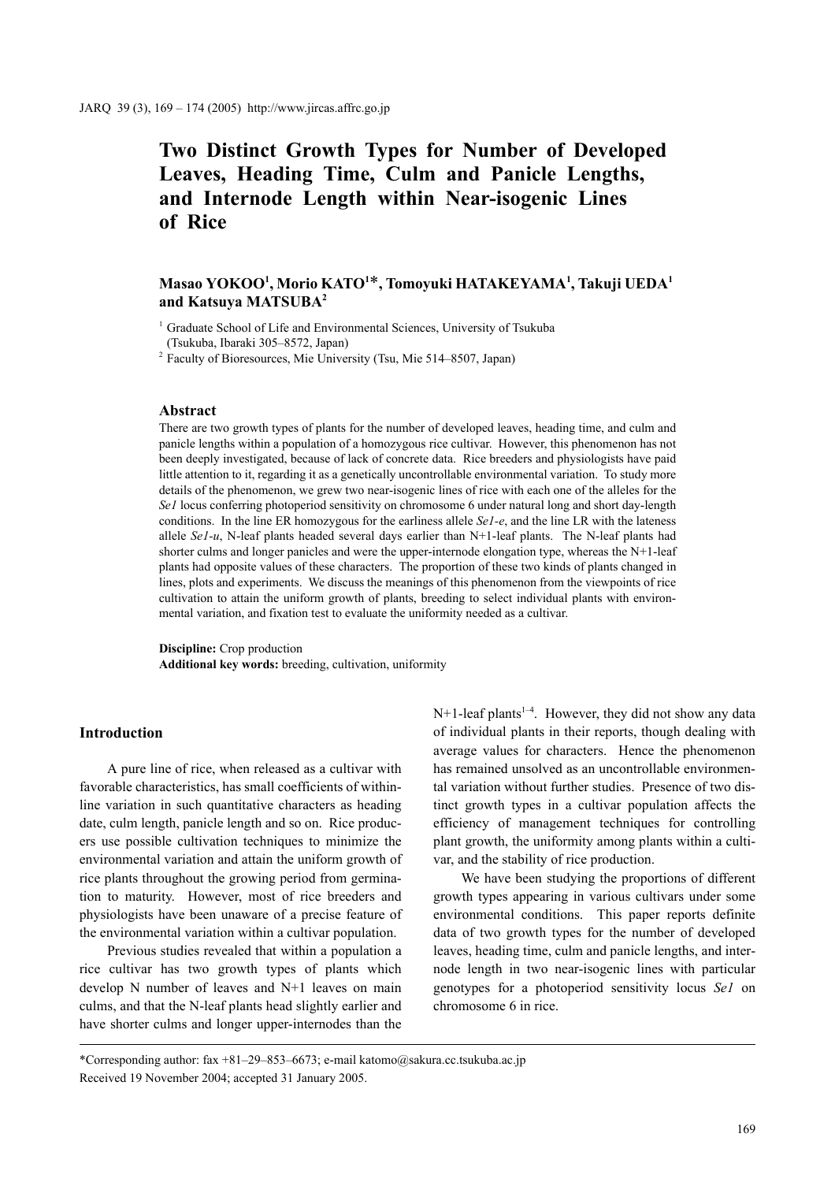# Two Distinct Growth Types for Number of Developed Leaves, Heading Time, Culm and Panicle Lengths, and Internode Length within Near-isogenic Lines of Rice

**Masao YOKOO[1], Morio KATO[1]*, Tomoyuki HATAKEYAMA[1], Takuji UEDA[1] and Katsuya MATSUBA[2]**

[1] Graduate School of Life and Environmental Sciences, University of Tsukuba (Tsukuba, Ibaraki 305–8572, Japan)

[2] Faculty of Bioresources, Mie University (Tsu, Mie 514–8507, Japan)

## Abstract

There are two growth types of plants for the number of developed leaves, heading time, and culm and panicle lengths within a population of a homozygous rice cultivar. However, this phenomenon has not been deeply investigated, because of lack of concrete data. Rice breeders and physiologists have paid little attention to it, regarding it as a genetically uncontrollable environmental variation. To study more details of the phenomenon, we grew two near-isogenic lines of rice with each one of the alleles for the *Se1* locus conferring photoperiod sensitivity on chromosome 6 under natural long and short day-length conditions. In the line ER homozygous for the earliness allele *Se1-e*, and the line LR with the lateness allele *Se1-u*, N-leaf plants headed several days earlier than N+1-leaf plants. The N-leaf plants had shorter culms and longer panicles and were the upper-internode elongation type, whereas the N+1-leaf plants had opposite values of these characters. The proportion of these two kinds of plants changed in lines, plots and experiments. We discuss the meanings of this phenomenon from the viewpoints of rice cultivation to attain the uniform growth of plants, breeding to select individual plants with environmental variation, and fixation test to evaluate the uniformity needed as a cultivar.

**Discipline:** Crop production
**Additional key words:** breeding, cultivation, uniformity

## Introduction

A pure line of rice, when released as a cultivar with favorable characteristics, has small coefficients of within-line variation in such quantitative characters as heading date, culm length, panicle length and so on. Rice producers use possible cultivation techniques to minimize the environmental variation and attain the uniform growth of rice plants throughout the growing period from germination to maturity. However, most of rice breeders and physiologists have been unaware of a precise feature of the environmental variation within a cultivar population.

Previous studies revealed that within a population a rice cultivar has two growth types of plants which develop N number of leaves and N+1 leaves on main culms, and that the N-leaf plants head slightly earlier and have shorter culms and longer upper-internodes than the N+1-leaf plants[1–4]. However, they did not show any data of individual plants in their reports, though dealing with average values for characters. Hence the phenomenon has remained unsolved as an uncontrollable environmental variation without further studies. Presence of two distinct growth types in a cultivar population affects the efficiency of management techniques for controlling plant growth, the uniformity among plants within a cultivar, and the stability of rice production.

We have been studying the proportions of different growth types appearing in various cultivars under some environmental conditions. This paper reports definite data of two growth types for the number of developed leaves, heading time, culm and panicle lengths, and internode length in two near-isogenic lines with particular genotypes for a photoperiod sensitivity locus *Se1* on chromosome 6 in rice.

*Corresponding author: fax +81–29–853–6673; e-mail katomo@sakura.cc.tsukuba.ac.jp
Received 19 November 2004; accepted 31 January 2005.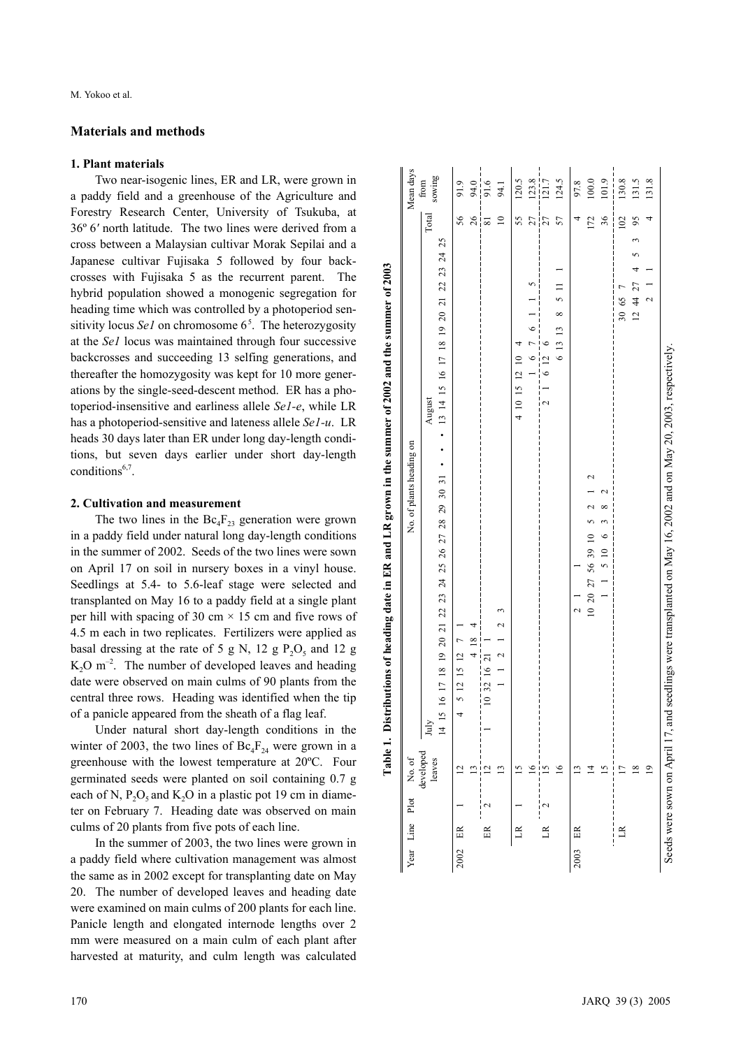## Materials and methods

### 1. Plant materials

Two near-isogenic lines, ER and LR, were grown in a paddy field and a greenhouse of the Agriculture and Forestry Research Center, University of Tsukuba, at 36º 6′ north latitude. The two lines were derived from a cross between a Malaysian cultivar Morak Sepilai and a Japanese cultivar Fujisaka 5 followed by four backcrosses with Fujisaka 5 as the recurrent parent. The hybrid population showed a monogenic segregation for heading time which was controlled by a photoperiod sensitivity locus *Se1* on chromosome 6[5]. The heterozygosity at the *Se1* locus was maintained through four successive backcrosses and succeeding 13 selfing generations, and thereafter the homozygosity was kept for 10 more generations by the single-seed-descent method. ER has a photoperiod-insensitive and earliness allele *Se1-e*, while LR has a photoperiod-sensitive and lateness allele *Se1-u*. LR heads 30 days later than ER under long day-length conditions, but seven days earlier under short day-length conditions[6,7].

### 2. Cultivation and measurement

The two lines in the $Bc_4F_{23}$ generation were grown in a paddy field under natural long day-length conditions in the summer of 2002. Seeds of the two lines were sown on April 17 on soil in nursery boxes in a vinyl house. Seedlings at 5.4- to 5.6-leaf stage were selected and transplanted on May 16 to a paddy field at a single plant per hill with spacing of 30 cm × 15 cm and five rows of 4.5 m each in two replicates. Fertilizers were applied as basal dressing at the rate of 5 g N, 12 g $P_2O_5$ and 12 g $K_2O$ $m^{-2}$. The number of developed leaves and heading date were observed on main culms of 90 plants from the central three rows. Heading was identified when the tip of a panicle appeared from the sheath of a flag leaf.

Under natural short day-length conditions in the winter of 2003, the two lines of $Bc_4F_{24}$ were grown in a greenhouse with the lowest temperature at 20ºC. Four germinated seeds were planted on soil containing 0.7 g each of N, $P_2O_5$ and $K_2O$ in a plastic pot 19 cm in diameter on February 7. Heading date was observed on main culms of 20 plants from five pots of each line.

In the summer of 2003, the two lines were grown in a paddy field where cultivation management was almost the same as in 2002 except for transplanting date on May 20. The number of developed leaves and heading date were examined on main culms of 200 plants for each line. Panicle length and elongated internode lengths over 2 mm were measured on a main culm of each plant after harvested at maturity, and culm length was calculated

**Table 1. Distributions of heading date in ER and LR grown in the summer of 2002 and the summer of 2003**

| Year | Line | Plot | No. of developed leaves | No. of plants heading on | | | | | | | | | | | | | | | | | | | | | | | | | | | | | | | | Total | Mean days from sowing |
|---|---|---|---|---|---|---|---|---|---|---|---|---|---|---|---|---|---|---|---|---|---|---|---|---|---|---|---|---|---|---|---|---|---|---|---|---|---|
| | | | | July | | | | | | | | | | | | | | | | | | | August | | | | | | | | | | | | | | |
| | | | | 14 | 15 | 16 | 17 | 18 | 19 | 20 | 21 | 22 | 23 | 24 | 25 | 26 | 27 | 28 | 29 | 30 | 31 | • • • | 13 | 14 | 15 | 16 | 17 | 18 | 19 | 20 | 21 | 22 | 23 | 24 | 25 | | |
| 2002 | ER | 1 | 12 | | 4 | 5 | 12 | 15 | 12 | 7 | 1 | | | | | | | | | | | | | | | | | | | | | | | | | 56 | 91.9 |
| | | | 13 | | | | | | 4 | 18 | 4 | | | | | | | | | | | | | | | | | | | | | | | | | 26 | 94.0 |
| | ER | 2 | 12 | 1 | | 10 | 32 | 16 | 21 | 1 | | | | | | | | | | | | | | | | | | | | | | | | | | 81 | 91.6 |
| | | | 13 | | | | 1 | 1 | 2 | 1 | 2 | 3 | | | | | | | | | | | | | | | | | | | | | | | | 10 | 94.1 |
| | LR | 1 | 15 | | | | | | | | | | | | | | | | | | | | 4 | 10 | 15 | 12 | 10 | 4 | | | | | | | | 55 | 120.5 |
| | | | 16 | | | | | | | | | | | | | | | | | | | | | | | 1 | 6 | 7 | 6 | 1 | 1 | 5 | | | | 27 | 123.8 |
| | LR | 2 | 15 | | | | | | | | | | | | | | | | | | | | | 2 | 1 | 6 | 12 | 6 | | | | | | | | 27 | 121.7 |
| | | | 16 | | | | | | | | | | | | | | | | | | | | | | | | 6 | 13 | 13 | 8 | 5 | 11 | 1 | | | 57 | 124.5 |
| 2003 | ER | | 13 | | | | | | | | | 2 | 1 | 1 | | | | | | | | | | | | | | | | | | | | | | 4 | 97.8 |
| | | | 14 | | | | | | | | | 10 | 20 | 27 | 56 | 39 | 10 | 5 | 2 | 1 | 2 | | | | | | | | | | | | | | | 172 | 100.0 |
| | | | 15 | | | | | | | | | | 1 | 1 | 5 | 10 | 6 | 3 | 8 | 2 | | | | | | | | | | | | | | | | 36 | 101.9 |
| | LR | | 17 | | | | | | | | | | | | | | | | | | | | | | | | | | | 30 | 65 | 7 | | | | 102 | 130.8 |
| | | | 18 | | | | | | | | | | | | | | | | | | | | | | | | | | | 12 | 44 | 27 | 4 | 5 | 3 | 95 | 131.5 |
| | | | 19 | | | | | | | | | | | | | | | | | | | | | | | | | | | | 2 | 1 | 1 | | | 4 | 131.8 |

Seeds were sown on April 17, and seedlings were transplanted on May 16, 2002 and on May 20, 2003, respectively.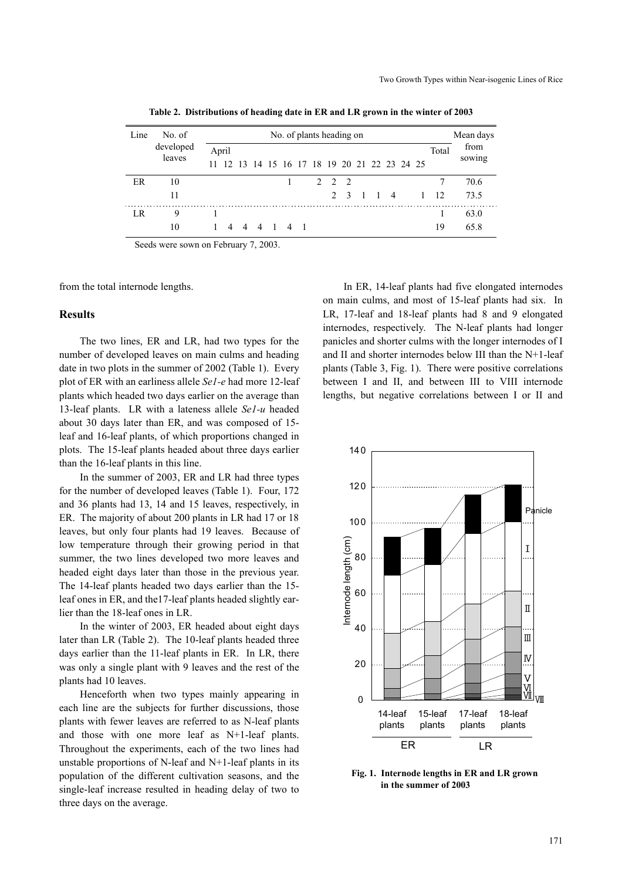**Table 2. Distributions of heading date in ER and LR grown in the winter of 2003**

| Line | No. of developed leaves | No. of plants heading on | | | | | | | | | | | | | | | | Mean days from sowing |
|---|---|---|---|---|---|---|---|---|---|---|---|---|---|---|---|---|---|---|
| | | April | | | | | | | | | | | | | | | Total | |
| | | 11 | 12 | 13 | 14 | 15 | 16 | 17 | 18 | 19 | 20 | 21 | 22 | 23 | 24 | 25 | | |
| ER | 10 | | | | | | 1 | | 2 | 2 | 2 | | | | | | 7 | 70.6 |
| | 11 | | | | | | | | | 2 | 3 | 1 | 1 | 4 | | 1 | 12 | 73.5 |
| LR | 9 | 1 | | | | | | | | | | | | | | | 1 | 63.0 |
| | 10 | 1 | 4 | 4 | 4 | 1 | 4 | 1 | | | | | | | | | 19 | 65.8 |

Seeds were sown on February 7, 2003.

from the total internode lengths.

## Results

The two lines, ER and LR, had two types for the number of developed leaves on main culms and heading date in two plots in the summer of 2002 (Table 1). Every plot of ER with an earliness allele *Se1-e* had more 12-leaf plants which headed two days earlier on the average than 13-leaf plants. LR with a lateness allele *Se1-u* headed about 30 days later than ER, and was composed of 15-leaf and 16-leaf plants, of which proportions changed in plots. The 15-leaf plants headed about three days earlier than the 16-leaf plants in this line.

In the summer of 2003, ER and LR had three types for the number of developed leaves (Table 1). Four, 172 and 36 plants had 13, 14 and 15 leaves, respectively, in ER. The majority of about 200 plants in LR had 17 or 18 leaves, but only four plants had 19 leaves. Because of low temperature through their growing period in that summer, the two lines developed two more leaves and headed eight days later than those in the previous year. The 14-leaf plants headed two days earlier than the 15-leaf ones in ER, and the17-leaf plants headed slightly earlier than the 18-leaf ones in LR.

In the winter of 2003, ER headed about eight days later than LR (Table 2). The 10-leaf plants headed three days earlier than the 11-leaf plants in ER. In LR, there was only a single plant with 9 leaves and the rest of the plants had 10 leaves.

Henceforth when two types mainly appearing in each line are the subjects for further discussions, those plants with fewer leaves are referred to as N-leaf plants and those with one more leaf as N+1-leaf plants. Throughout the experiments, each of the two lines had unstable proportions of N-leaf and N+1-leaf plants in its population of the different cultivation seasons, and the single-leaf increase resulted in heading delay of two to three days on the average.

In ER, 14-leaf plants had five elongated internodes on main culms, and most of 15-leaf plants had six. In LR, 17-leaf and 18-leaf plants had 8 and 9 elongated internodes, respectively. The N-leaf plants had longer panicles and shorter culms with the longer internodes of I and II and shorter internodes below III than the N+1-leaf plants (Table 3, Fig. 1). There were positive correlations between I and II, and between III to VIII internode lengths, but negative correlations between I or II and

**Fig. 1. Internode lengths in ER and LR grown in the summer of 2003**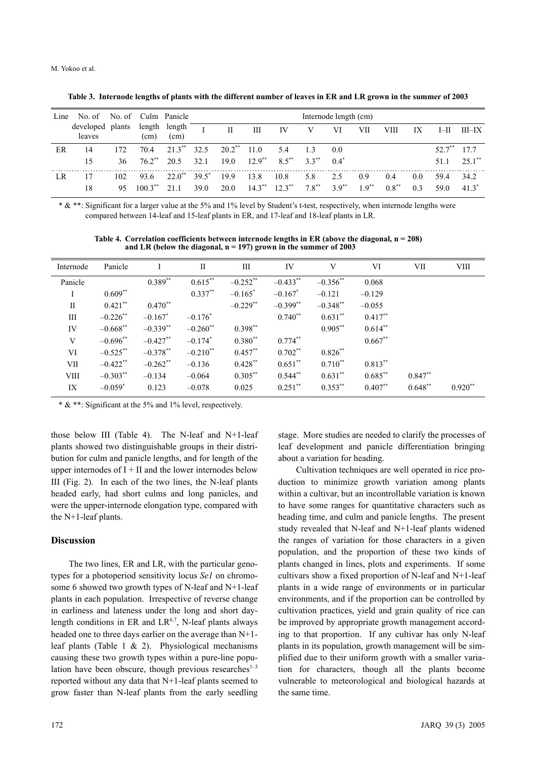**Table 3. Internode lengths of plants with the different number of leaves in ER and LR grown in the summer of 2003**

| Line | No. of developed leaves | No. of plants | Culm length (cm) | Panicle length (cm) | Internode length (cm) | | | | | | | | | | |
|---|---|---|---|---|---|---|---|---|---|---|---|---|---|---|---|
| | | | | | I | II | III | IV | V | VI | VII | VIII | IX | I–II | III–IX |
| ER | 14 | 172 | 70.4 | 21.3** | 32.5 | 20.2** | 11.0 | 5.4 | 1.3 | 0.0 | | | | 52.7** | 17.7 |
| | 15 | 36 | 76.2** | 20.5 | 32.1 | 19.0 | 12.9** | 8.5** | 3.3** | 0.4* | | | | 51.1 | 25.1** |
| LR | 17 | 102 | 93.6 | 22.0** | 39.5* | 19.9 | 13.8 | 10.8 | 5.8 | 2.5 | 0.9 | 0.4 | 0.0 | 59.4 | 34.2 |
| | 18 | 95 | 100.3** | 21.1 | 39.0 | 20.0 | 14.3** | 12.3** | 7.8** | 3.9** | 1.9** | 0.8** | 0.3 | 59.0 | 41.3* |

* & **: Significant for a larger value at the 5% and 1% level by Student's t-test, respectively, when internode lengths were compared between 14-leaf and 15-leaf plants in ER, and 17-leaf and 18-leaf plants in LR.

**Table 4. Correlation coefficients between internode lengths in ER (above the diagonal, n = 208) and LR (below the diagonal, n = 197) grown in the summer of 2003**

| Internode | Panicle | I | II | III | IV | V | VI | VII | VIII |
|---|---|---|---|---|---|---|---|---|---|
| Panicle | | 0.389** | 0.615** | –0.252** | –0.433** | –0.356** | 0.068 | | |
| I | 0.609** | | 0.337** | –0.165* | –0.167* | –0.121 | –0.129 | | |
| II | 0.421** | 0.470** | | –0.229** | –0.399** | –0.348** | –0.055 | | |
| III | –0.226** | –0.167* | –0.176* | | 0.740** | 0.631** | 0.417** | | |
| IV | –0.668** | –0.339** | –0.260** | 0.398** | | 0.905** | 0.614** | | |
| V | –0.696** | –0.427** | –0.174* | 0.380** | 0.774** | | 0.667** | | |
| VI | –0.525** | –0.378** | –0.210** | 0.457** | 0.702** | 0.826** | | | |
| VII | –0.422** | –0.262** | –0.136 | 0.428** | 0.651** | 0.710** | 0.813** | | |
| VIII | –0.303** | –0.134 | –0.064 | 0.305** | 0.544** | 0.631** | 0.685** | 0.847** | |
| IX | –0.059* | 0.123 | –0.078 | 0.025 | 0.251** | 0.353** | 0.407** | 0.648** | 0.920** |

* & **: Significant at the 5% and 1% level, respectively.

those below III (Table 4). The N-leaf and N+1-leaf plants showed two distinguishable groups in their distribution for culm and panicle lengths, and for length of the upper internodes of I + II and the lower internodes below III (Fig. 2). In each of the two lines, the N-leaf plants headed early, had short culms and long panicles, and were the upper-internode elongation type, compared with the N+1-leaf plants.

## Discussion

The two lines, ER and LR, with the particular genotypes for a photoperiod sensitivity locus *Se1* on chromosome 6 showed two growth types of N-leaf and N+1-leaf plants in each population. Irrespective of reverse change in earliness and lateness under the long and short day-length conditions in ER and LR[6,7], N-leaf plants always headed one to three days earlier on the average than N+1-leaf plants (Table 1 & 2). Physiological mechanisms causing these two growth types within a pure-line population have been obscure, though previous researches[1–3] reported without any data that N+1-leaf plants seemed to grow faster than N-leaf plants from the early seedling stage. More studies are needed to clarify the processes of leaf development and panicle differentiation bringing about a variation for heading.

Cultivation techniques are well operated in rice production to minimize growth variation among plants within a cultivar, but an incontrollable variation is known to have some ranges for quantitative characters such as heading time, and culm and panicle lengths. The present study revealed that N-leaf and N+1-leaf plants widened the ranges of variation for those characters in a given population, and the proportion of these two kinds of plants changed in lines, plots and experiments. If some cultivars show a fixed proportion of N-leaf and N+1-leaf plants in a wide range of environments or in particular environments, and if the proportion can be controlled by cultivation practices, yield and grain quality of rice can be improved by appropriate growth management according to that proportion. If any cultivar has only N-leaf plants in its population, growth management will be simplified due to their uniform growth with a smaller variation for characters, though all the plants become vulnerable to meteorological and biological hazards at the same time.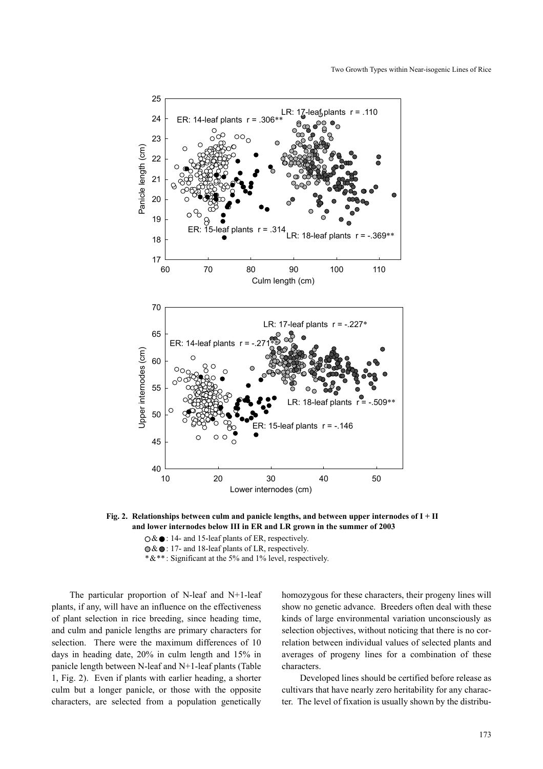**Fig. 2. Relationships between culm and panicle lengths, and between upper internodes of I + II and lower internodes below III in ER and LR grown in the summer of 2003**

○ & ●: 14- and 15-leaf plants of ER, respectively.

◐ & ●: 17- and 18-leaf plants of LR, respectively.

* & **: Significant at the 5% and 1% level, respectively.

The particular proportion of N-leaf and N+1-leaf plants, if any, will have an influence on the effectiveness of plant selection in rice breeding, since heading time, and culm and panicle lengths are primary characters for selection. There were the maximum differences of 10 days in heading date, 20% in culm length and 15% in panicle length between N-leaf and N+1-leaf plants (Table 1, Fig. 2). Even if plants with earlier heading, a shorter culm but a longer panicle, or those with the opposite characters, are selected from a population genetically homozygous for these characters, their progeny lines will show no genetic advance. Breeders often deal with these kinds of large environmental variation unconsciously as selection objectives, without noticing that there is no correlation between individual values of selected plants and averages of progeny lines for a combination of these characters.

Developed lines should be certified before release as cultivars that have nearly zero heritability for any character. The level of fixation is usually shown by the distribu-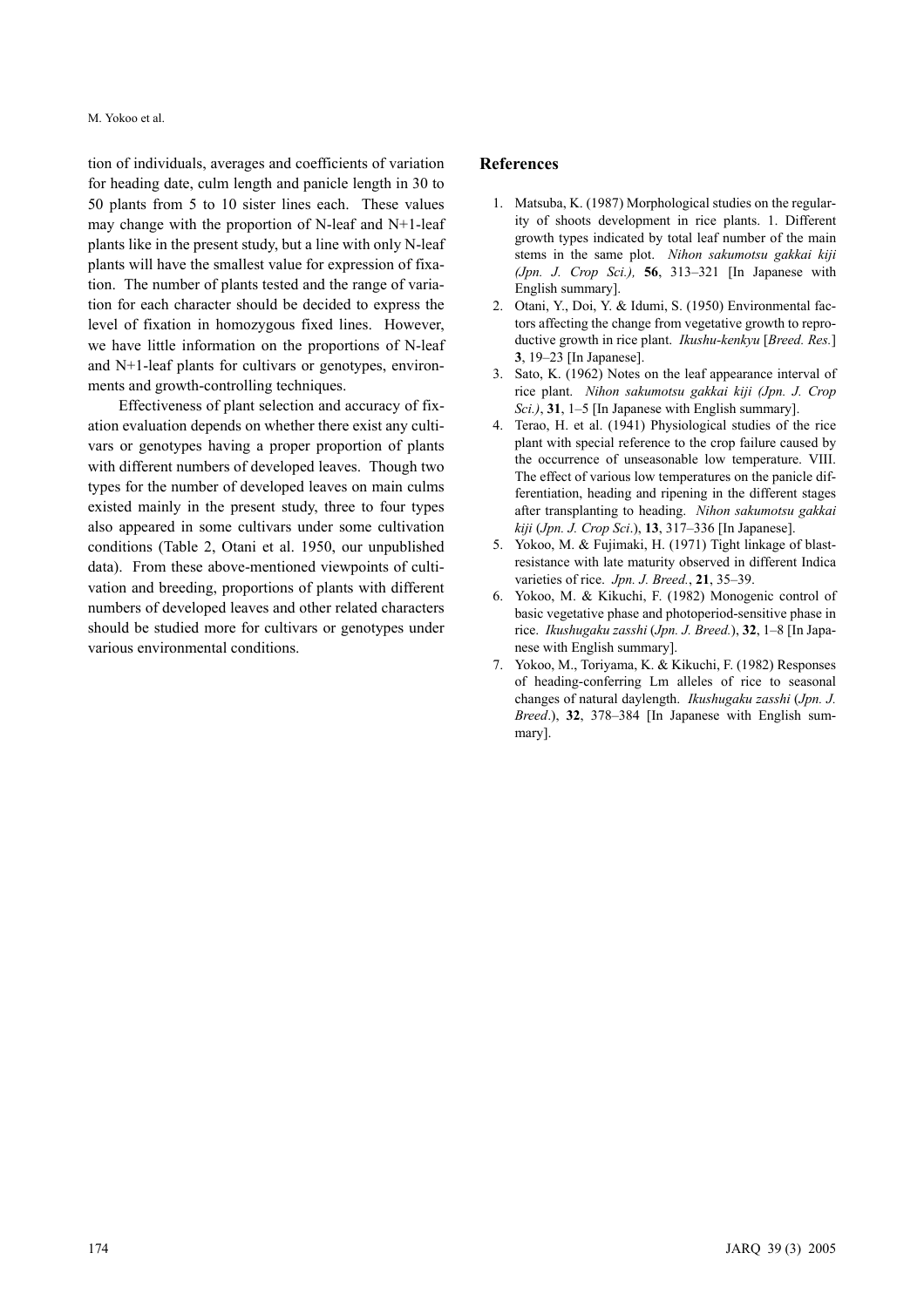tion of individuals, averages and coefficients of variation for heading date, culm length and panicle length in 30 to 50 plants from 5 to 10 sister lines each. These values may change with the proportion of N-leaf and N+1-leaf plants like in the present study, but a line with only N-leaf plants will have the smallest value for expression of fixation. The number of plants tested and the range of variation for each character should be decided to express the level of fixation in homozygous fixed lines. However, we have little information on the proportions of N-leaf and N+1-leaf plants for cultivars or genotypes, environments and growth-controlling techniques.

Effectiveness of plant selection and accuracy of fixation evaluation depends on whether there exist any cultivars or genotypes having a proper proportion of plants with different numbers of developed leaves. Though two types for the number of developed leaves on main culms existed mainly in the present study, three to four types also appeared in some cultivars under some cultivation conditions (Table 2, Otani et al. 1950, our unpublished data). From these above-mentioned viewpoints of cultivation and breeding, proportions of plants with different numbers of developed leaves and other related characters should be studied more for cultivars or genotypes under various environmental conditions.

## References

1. Matsuba, K. (1987) Morphological studies on the regularity of shoots development in rice plants. 1. Different growth types indicated by total leaf number of the main stems in the same plot. *Nihon sakumotsu gakkai kiji (Jpn. J. Crop Sci.),* **56**, 313–321 [In Japanese with English summary].
2. Otani, Y., Doi, Y. & Idumi, S. (1950) Environmental factors affecting the change from vegetative growth to reproductive growth in rice plant. *Ikushu-kenkyu* [*Breed. Res.*] **3**, 19–23 [In Japanese].
3. Sato, K. (1962) Notes on the leaf appearance interval of rice plant. *Nihon sakumotsu gakkai kiji (Jpn. J. Crop Sci.)*, **31**, 1–5 [In Japanese with English summary].
4. Terao, H. et al. (1941) Physiological studies of the rice plant with special reference to the crop failure caused by the occurrence of unseasonable low temperature. VIII. The effect of various low temperatures on the panicle differentiation, heading and ripening in the different stages after transplanting to heading. *Nihon sakumotsu gakkai kiji* (*Jpn. J. Crop Sci*.), **13**, 317–336 [In Japanese].
5. Yokoo, M. & Fujimaki, H. (1971) Tight linkage of blast-resistance with late maturity observed in different Indica varieties of rice. *Jpn. J. Breed.*, **21**, 35–39.
6. Yokoo, M. & Kikuchi, F. (1982) Monogenic control of basic vegetative phase and photoperiod-sensitive phase in rice. *Ikushugaku zasshi* (*Jpn. J. Breed.*), **32**, 1–8 [In Japanese with English summary].
7. Yokoo, M., Toriyama, K. & Kikuchi, F. (1982) Responses of heading-conferring Lm alleles of rice to seasonal changes of natural daylength. *Ikushugaku zasshi* (*Jpn. J. Breed*.), **32**, 378–384 [In Japanese with English summary].